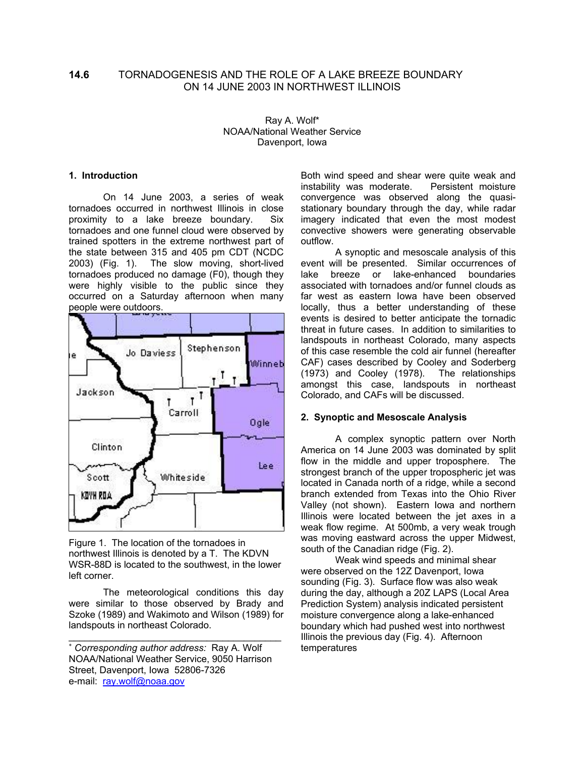# 14.6 TORNADOGENESIS AND THE ROLE OF A LAKE BREEZE BOUNDARY ON 14 JUNE 2003 IN NORTHWEST ILLINOIS

Ray A. Wolf*
NOAA/National Weather Service
Davenport, Iowa

## 1. Introduction

On 14 June 2003, a series of weak tornadoes occurred in northwest Illinois in close proximity to a lake breeze boundary. Six tornadoes and one funnel cloud were observed by trained spotters in the extreme northwest part of the state between 315 and 405 pm CDT (NCDC 2003) (Fig. 1). The slow moving, short-lived tornadoes produced no damage (F0), though they were highly visible to the public since they occurred on a Saturday afternoon when many people were outdoors.

Figure 1. The location of the tornadoes in northwest Illinois is denoted by a T. The KDVN WSR-88D is located to the southwest, in the lower left corner.

The meteorological conditions this day were similar to those observed by Brady and Szoke (1989) and Wakimoto and Wilson (1989) for landspouts in northeast Colorado. Both wind speed and shear were quite weak and instability was moderate. Persistent moisture convergence was observed along the quasi-stationary boundary through the day, while radar imagery indicated that even the most modest convective showers were generating observable outflow.

A synoptic and mesoscale analysis of this event will be presented. Similar occurrences of lake breeze or lake-enhanced boundaries associated with tornadoes and/or funnel clouds as far west as eastern Iowa have been observed locally, thus a better understanding of these events is desired to better anticipate the tornadic threat in future cases. In addition to similarities to landspouts in northeast Colorado, many aspects of this case resemble the cold air funnel (hereafter CAF) cases described by Cooley and Soderberg (1973) and Cooley (1978). The relationships amongst this case, landspouts in northeast Colorado, and CAFs will be discussed.

## 2. Synoptic and Mesoscale Analysis

A complex synoptic pattern over North America on 14 June 2003 was dominated by split flow in the middle and upper troposphere. The strongest branch of the upper tropospheric jet was located in Canada north of a ridge, while a second branch extended from Texas into the Ohio River Valley (not shown). Eastern Iowa and northern Illinois were located between the jet axes in a weak flow regime. At 500mb, a very weak trough was moving eastward across the upper Midwest, south of the Canadian ridge (Fig. 2).

Weak wind speeds and minimal shear were observed on the 12Z Davenport, Iowa sounding (Fig. 3). Surface flow was also weak during the day, although a 20Z LAPS (Local Area Prediction System) analysis indicated persistent moisture convergence along a lake-enhanced boundary which had pushed west into northwest Illinois the previous day (Fig. 4). Afternoon temperatures

---

* *Corresponding author address:* Ray A. Wolf NOAA/National Weather Service, 9050 Harrison Street, Davenport, Iowa 52806-7326
e-mail: ray.wolf@noaa.gov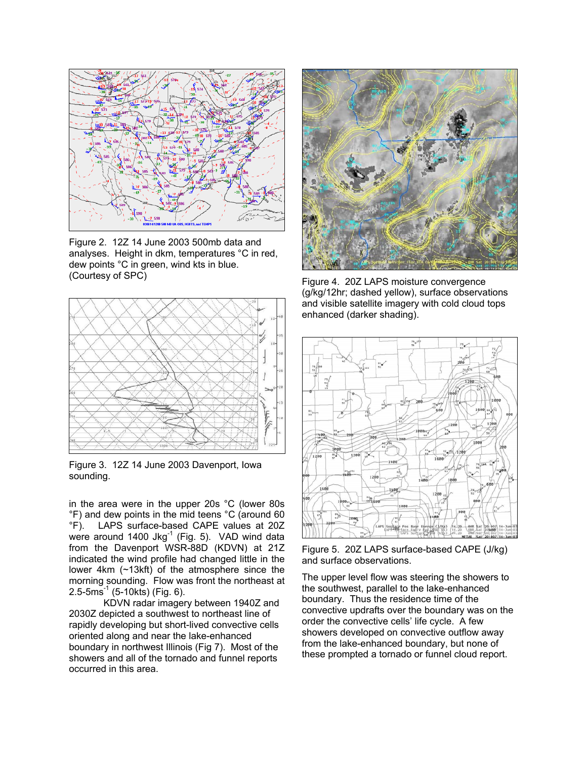Figure 2. 12Z 14 June 2003 500mb data and analyses. Height in dkm, temperatures °C in red, dew points °C in green, wind kts in blue. (Courtesy of SPC)

Figure 3. 12Z 14 June 2003 Davenport, Iowa sounding.

in the area were in the upper 20s °C (lower 80s °F) and dew points in the mid teens °C (around 60 °F). LAPS surface-based CAPE values at 20Z were around 1400 Jkg$^{-1}$ (Fig. 5). VAD wind data from the Davenport WSR-88D (KDVN) at 21Z indicated the wind profile had changed little in the lower 4km (~13kft) of the atmosphere since the morning sounding. Flow was front the northeast at 2.5-5ms$^{-1}$ (5-10kts) (Fig. 6).

KDVN radar imagery between 1940Z and 2030Z depicted a southwest to northeast line of rapidly developing but short-lived convective cells oriented along and near the lake-enhanced boundary in northwest Illinois (Fig 7). Most of the showers and all of the tornado and funnel reports occurred in this area.

Figure 4. 20Z LAPS moisture convergence (g/kg/12hr; dashed yellow), surface observations and visible satellite imagery with cold cloud tops enhanced (darker shading).

Figure 5. 20Z LAPS surface-based CAPE (J/kg) and surface observations.

The upper level flow was steering the showers to the southwest, parallel to the lake-enhanced boundary. Thus the residence time of the convective updrafts over the boundary was on the order the convective cells' life cycle. A few showers developed on convective outflow away from the lake-enhanced boundary, but none of these prompted a tornado or funnel cloud report.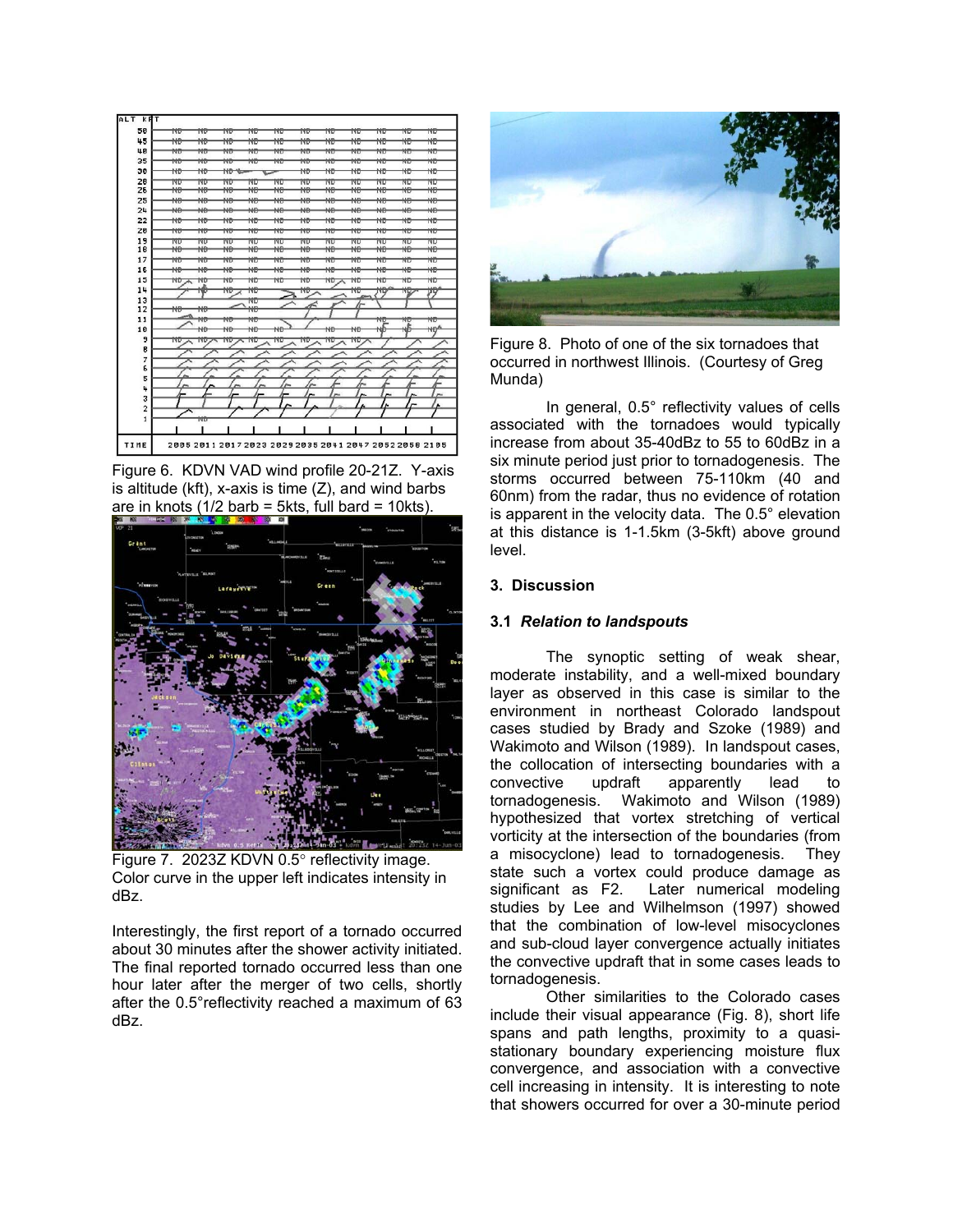Figure 6. KDVN VAD wind profile 20-21Z. Y-axis is altitude (kft), x-axis is time (Z), and wind barbs are in knots (1/2 barb = 5kts, full bard = 10kts).

Figure 7. 2023Z KDVN 0.5° reflectivity image. Color curve in the upper left indicates intensity in dBz.

Interestingly, the first report of a tornado occurred about 30 minutes after the shower activity initiated. The final reported tornado occurred less than one hour later after the merger of two cells, shortly after the 0.5°reflectivity reached a maximum of 63 dBz.

Figure 8. Photo of one of the six tornadoes that occurred in northwest Illinois. (Courtesy of Greg Munda)

In general, 0.5° reflectivity values of cells associated with the tornadoes would typically increase from about 35-40dBz to 55 to 60dBz in a six minute period just prior to tornadogenesis. The storms occurred between 75-110km (40 and 60nm) from the radar, thus no evidence of rotation is apparent in the velocity data. The 0.5° elevation at this distance is 1-1.5km (3-5kft) above ground level.

## 3. Discussion

### 3.1 *Relation to landspouts*

The synoptic setting of weak shear, moderate instability, and a well-mixed boundary layer as observed in this case is similar to the environment in northeast Colorado landspout cases studied by Brady and Szoke (1989) and Wakimoto and Wilson (1989). In landspout cases, the collocation of intersecting boundaries with a convective updraft apparently lead to tornadogenesis. Wakimoto and Wilson (1989) hypothesized that vortex stretching of vertical vorticity at the intersection of the boundaries (from a misocyclone) lead to tornadogenesis. They state such a vortex could produce damage as significant as F2. Later numerical modeling studies by Lee and Wilhelmson (1997) showed that the combination of low-level misocyclones and sub-cloud layer convergence actually initiates the convective updraft that in some cases leads to tornadogenesis.

Other similarities to the Colorado cases include their visual appearance (Fig. 8), short life spans and path lengths, proximity to a quasi-stationary boundary experiencing moisture flux convergence, and association with a convective cell increasing in intensity. It is interesting to note that showers occurred for over a 30-minute period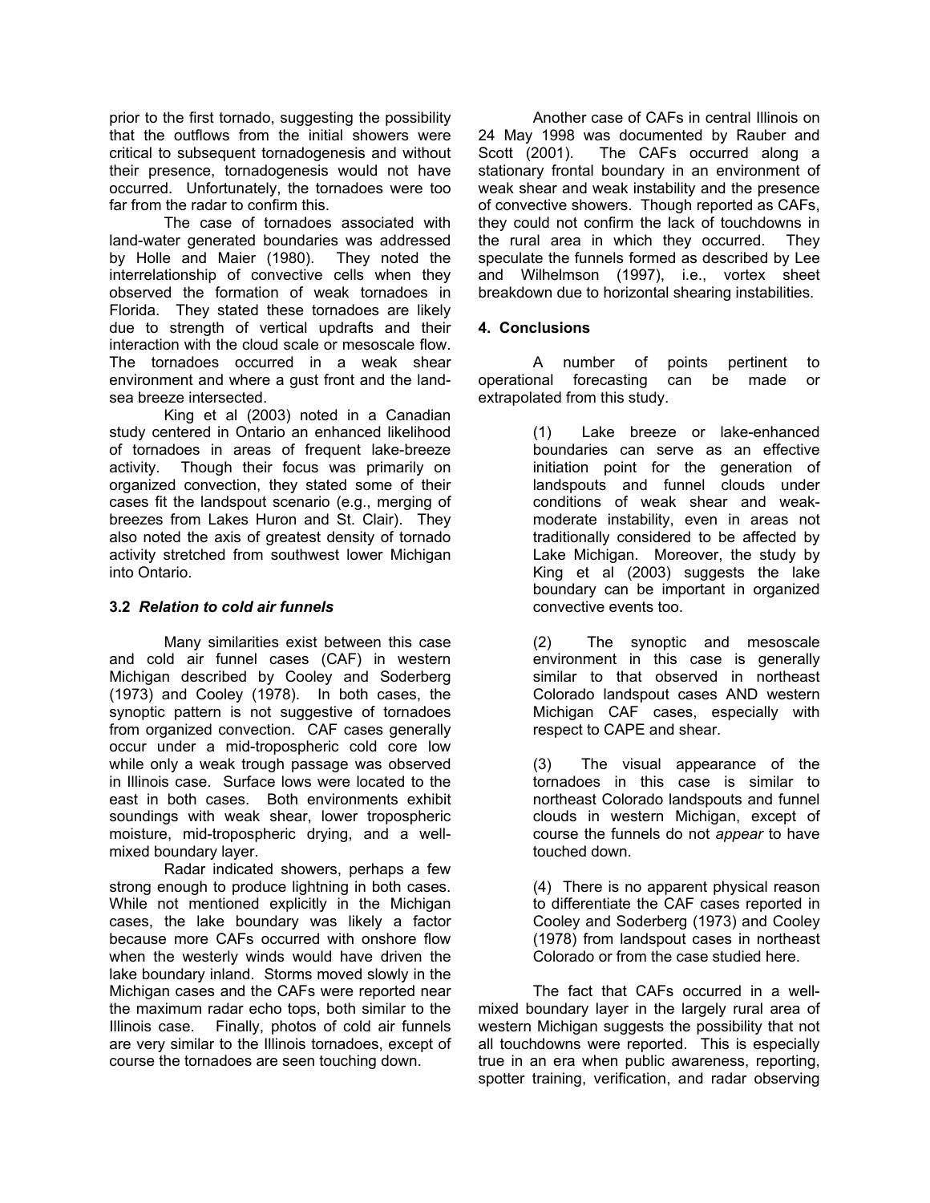prior to the first tornado, suggesting the possibility that the outflows from the initial showers were critical to subsequent tornadogenesis and without their presence, tornadogenesis would not have occurred. Unfortunately, the tornadoes were too far from the radar to confirm this.

The case of tornadoes associated with land-water generated boundaries was addressed by Holle and Maier (1980). They noted the interrelationship of convective cells when they observed the formation of weak tornadoes in Florida. They stated these tornadoes are likely due to strength of vertical updrafts and their interaction with the cloud scale or mesoscale flow. The tornadoes occurred in a weak shear environment and where a gust front and the land-sea breeze intersected.

King et al (2003) noted in a Canadian study centered in Ontario an enhanced likelihood of tornadoes in areas of frequent lake-breeze activity. Though their focus was primarily on organized convection, they stated some of their cases fit the landspout scenario (e.g., merging of breezes from Lakes Huron and St. Clair). They also noted the axis of greatest density of tornado activity stretched from southwest lower Michigan into Ontario.

### 3.2 *Relation to cold air funnels*

Many similarities exist between this case and cold air funnel cases (CAF) in western Michigan described by Cooley and Soderberg (1973) and Cooley (1978). In both cases, the synoptic pattern is not suggestive of tornadoes from organized convection. CAF cases generally occur under a mid-tropospheric cold core low while only a weak trough passage was observed in Illinois case. Surface lows were located to the east in both cases. Both environments exhibit soundings with weak shear, lower tropospheric moisture, mid-tropospheric drying, and a well-mixed boundary layer.

Radar indicated showers, perhaps a few strong enough to produce lightning in both cases. While not mentioned explicitly in the Michigan cases, the lake boundary was likely a factor because more CAFs occurred with onshore flow when the westerly winds would have driven the lake boundary inland. Storms moved slowly in the Michigan cases and the CAFs were reported near the maximum radar echo tops, both similar to the Illinois case. Finally, photos of cold air funnels are very similar to the Illinois tornadoes, except of course the tornadoes are seen touching down.

Another case of CAFs in central Illinois on 24 May 1998 was documented by Rauber and Scott (2001). The CAFs occurred along a stationary frontal boundary in an environment of weak shear and weak instability and the presence of convective showers. Though reported as CAFs, they could not confirm the lack of touchdowns in the rural area in which they occurred. They speculate the funnels formed as described by Lee and Wilhelmson (1997), i.e., vortex sheet breakdown due to horizontal shearing instabilities.

## 4. Conclusions

A number of points pertinent to operational forecasting can be made or extrapolated from this study.

(1) Lake breeze or lake-enhanced boundaries can serve as an effective initiation point for the generation of landspouts and funnel clouds under conditions of weak shear and weak-moderate instability, even in areas not traditionally considered to be affected by Lake Michigan. Moreover, the study by King et al (2003) suggests the lake boundary can be important in organized convective events too.

(2) The synoptic and mesoscale environment in this case is generally similar to that observed in northeast Colorado landspout cases AND western Michigan CAF cases, especially with respect to CAPE and shear.

(3) The visual appearance of the tornadoes in this case is similar to northeast Colorado landspouts and funnel clouds in western Michigan, except of course the funnels do not *appear* to have touched down.

(4) There is no apparent physical reason to differentiate the CAF cases reported in Cooley and Soderberg (1973) and Cooley (1978) from landspout cases in northeast Colorado or from the case studied here.

The fact that CAFs occurred in a well-mixed boundary layer in the largely rural area of western Michigan suggests the possibility that not all touchdowns were reported. This is especially true in an era when public awareness, reporting, spotter training, verification, and radar observing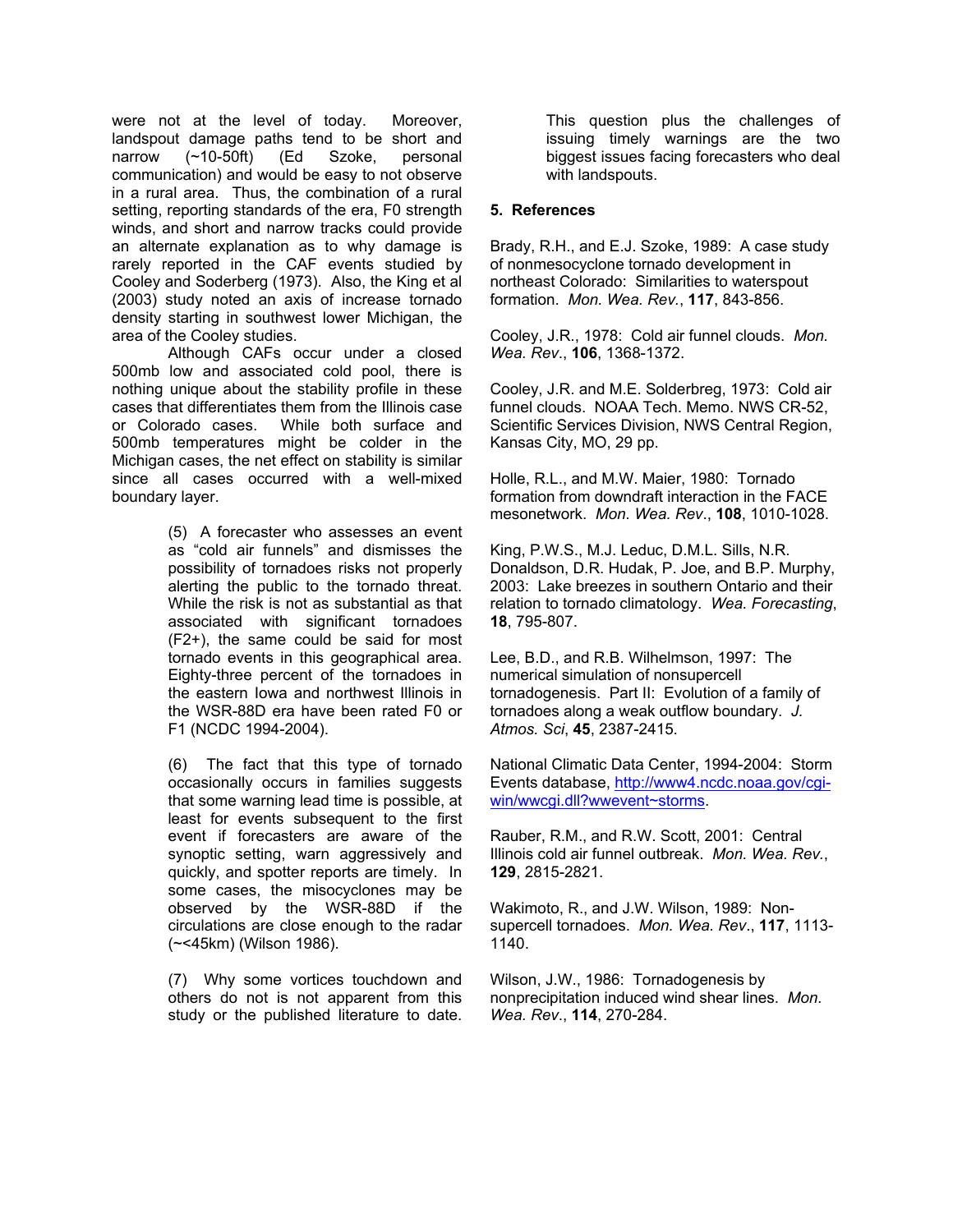were not at the level of today. Moreover, landspout damage paths tend to be short and narrow (~10-50ft) (Ed Szoke, personal communication) and would be easy to not observe in a rural area. Thus, the combination of a rural setting, reporting standards of the era, F0 strength winds, and short and narrow tracks could provide an alternate explanation as to why damage is rarely reported in the CAF events studied by Cooley and Soderberg (1973). Also, the King et al (2003) study noted an axis of increase tornado density starting in southwest lower Michigan, the area of the Cooley studies.

Although CAFs occur under a closed 500mb low and associated cold pool, there is nothing unique about the stability profile in these cases that differentiates them from the Illinois case or Colorado cases. While both surface and 500mb temperatures might be colder in the Michigan cases, the net effect on stability is similar since all cases occurred with a well-mixed boundary layer.

(5) A forecaster who assesses an event as "cold air funnels" and dismisses the possibility of tornadoes risks not properly alerting the public to the tornado threat. While the risk is not as substantial as that associated with significant tornadoes (F2+), the same could be said for most tornado events in this geographical area. Eighty-three percent of the tornadoes in the eastern Iowa and northwest Illinois in the WSR-88D era have been rated F0 or F1 (NCDC 1994-2004).

(6) The fact that this type of tornado occasionally occurs in families suggests that some warning lead time is possible, at least for events subsequent to the first event if forecasters are aware of the synoptic setting, warn aggressively and quickly, and spotter reports are timely. In some cases, the misocyclones may be observed by the WSR-88D if the circulations are close enough to the radar (~<45km) (Wilson 1986).

(7) Why some vortices touchdown and others do not is not apparent from this study or the published literature to date. This question plus the challenges of issuing timely warnings are the two biggest issues facing forecasters who deal with landspouts.

## 5. References

Brady, R.H., and E.J. Szoke, 1989: A case study of nonmesocyclone tornado development in northeast Colorado: Similarities to waterspout formation. *Mon. Wea. Rev.*, **117**, 843-856.

Cooley, J.R., 1978: Cold air funnel clouds. *Mon. Wea. Rev.*, **106**, 1368-1372.

Cooley, J.R. and M.E. Solderbreg, 1973: Cold air funnel clouds. NOAA Tech. Memo. NWS CR-52, Scientific Services Division, NWS Central Region, Kansas City, MO, 29 pp.

Holle, R.L., and M.W. Maier, 1980: Tornado formation from downdraft interaction in the FACE mesonetwork. *Mon. Wea. Rev*., **108**, 1010-1028.

King, P.W.S., M.J. Leduc, D.M.L. Sills, N.R. Donaldson, D.R. Hudak, P. Joe, and B.P. Murphy, 2003: Lake breezes in southern Ontario and their relation to tornado climatology. *Wea. Forecasting*, **18**, 795-807.

Lee, B.D., and R.B. Wilhelmson, 1997: The numerical simulation of nonsupercell tornadogenesis. Part II: Evolution of a family of tornadoes along a weak outflow boundary. *J. Atmos. Sci*, **45**, 2387-2415.

National Climatic Data Center, 1994-2004: Storm Events database, http://www4.ncdc.noaa.gov/cgi-win/wwcgi.dll?wwevent~storms.

Rauber, R.M., and R.W. Scott, 2001: Central Illinois cold air funnel outbreak. *Mon. Wea. Rev.*, **129**, 2815-2821.

Wakimoto, R., and J.W. Wilson, 1989: Non-supercell tornadoes. *Mon. Wea. Rev*., **117**, 1113-1140.

Wilson, J.W., 1986: Tornadogenesis by nonprecipitation induced wind shear lines. *Mon. Wea. Rev*., **114**, 270-284.